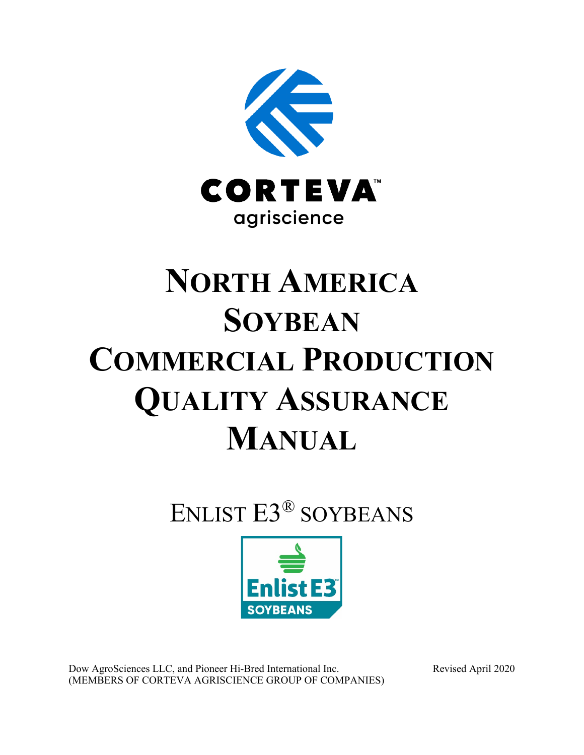CORTEVA™

agriscience

# NORTH AMERICA SOYBEAN COMMERCIAL PRODUCTION QUALITY ASSURANCE MANUAL

## ENLIST E3® SOYBEANS

Enlist E3™

SOYBEANS

Dow AgroSciences LLC, and Pioneer Hi-Bred International Inc.
(MEMBERS OF CORTEVA AGRISCIENCE GROUP OF COMPANIES)

Revised April 2020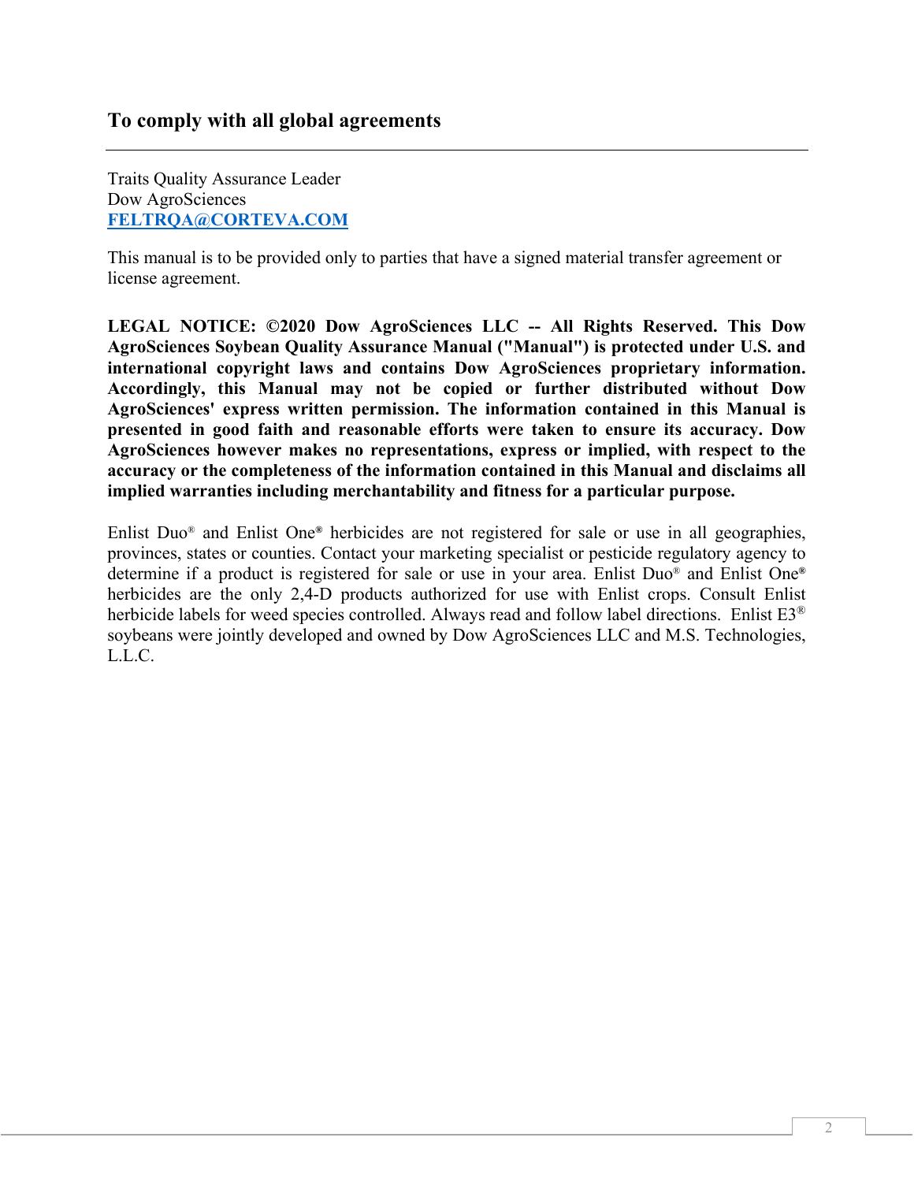## To comply with all global agreements

---

Traits Quality Assurance Leader
Dow AgroSciences
[FELTRQA@CORTEVA.COM](mailto:FELTRQA@CORTEVA.COM)

This manual is to be provided only to parties that have a signed material transfer agreement or license agreement.

**LEGAL NOTICE: ©2020 Dow AgroSciences LLC -- All Rights Reserved. This Dow AgroSciences Soybean Quality Assurance Manual ("Manual") is protected under U.S. and international copyright laws and contains Dow AgroSciences proprietary information. Accordingly, this Manual may not be copied or further distributed without Dow AgroSciences' express written permission. The information contained in this Manual is presented in good faith and reasonable efforts were taken to ensure its accuracy. Dow AgroSciences however makes no representations, express or implied, with respect to the accuracy or the completeness of the information contained in this Manual and disclaims all implied warranties including merchantability and fitness for a particular purpose.**

Enlist Duo® and Enlist One® herbicides are not registered for sale or use in all geographies, provinces, states or counties. Contact your marketing specialist or pesticide regulatory agency to determine if a product is registered for sale or use in your area. Enlist Duo® and Enlist One® herbicides are the only 2,4-D products authorized for use with Enlist crops. Consult Enlist herbicide labels for weed species controlled. Always read and follow label directions. Enlist E3® soybeans were jointly developed and owned by Dow AgroSciences LLC and M.S. Technologies, L.L.C.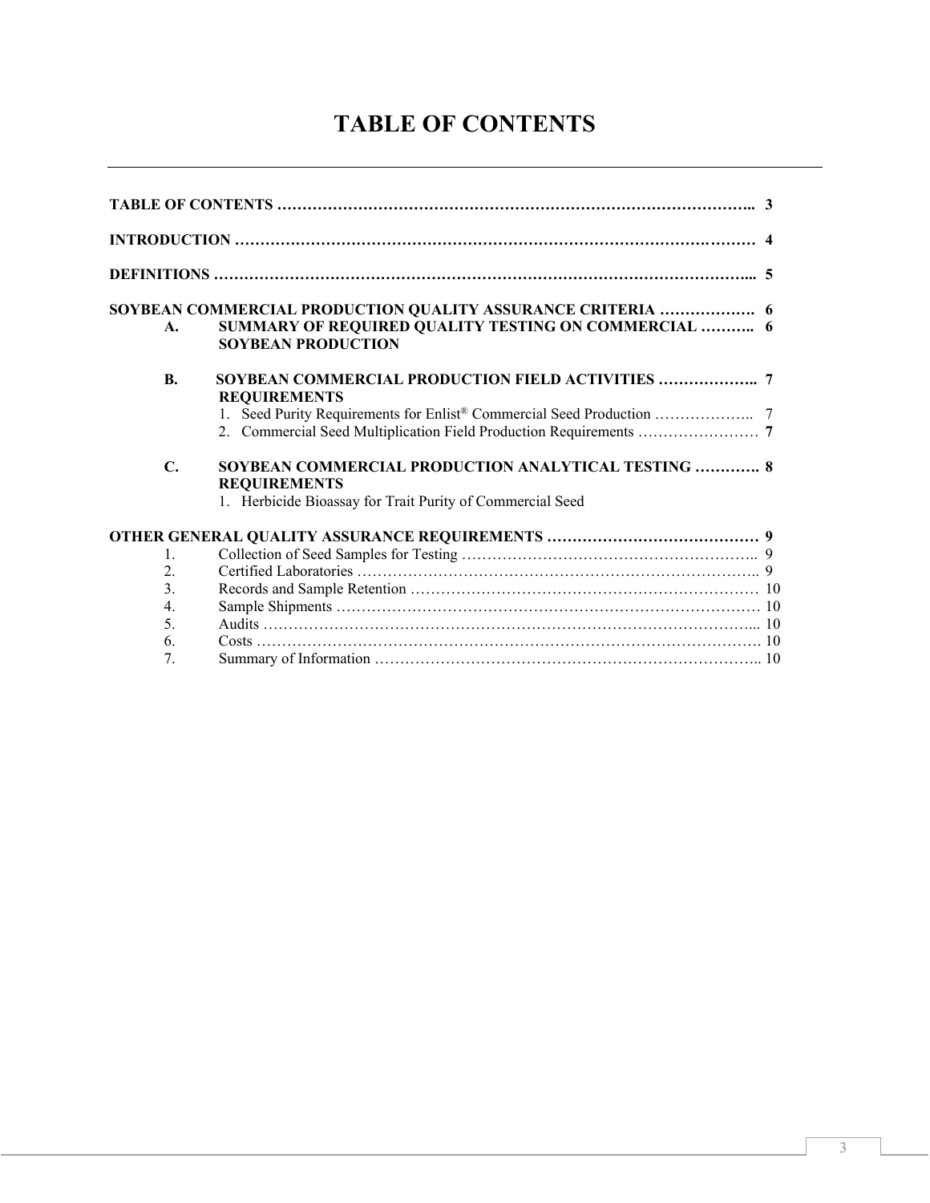# TABLE OF CONTENTS

**TABLE OF CONTENTS ……………………………………………………………………………….. 3**

**INTRODUCTION ………………………………………………………………………………………… 4**

**DEFINITIONS ……………………………………………………………………………………………... 5**

**SOYBEAN COMMERCIAL PRODUCTION QUALITY ASSURANCE CRITERIA ………………. 6**

- **A. SUMMARY OF REQUIRED QUALITY TESTING ON COMMERCIAL ……….. 6 SOYBEAN PRODUCTION**

- **B. SOYBEAN COMMERCIAL PRODUCTION FIELD ACTIVITIES ……………….. 7 REQUIREMENTS**
  1. Seed Purity Requirements for Enlist® Commercial Seed Production ……………….. 7
  2. Commercial Seed Multiplication Field Production Requirements …………………… **7**

- **C. SOYBEAN COMMERCIAL PRODUCTION ANALYTICAL TESTING …………. 8 REQUIREMENTS**
  1. Herbicide Bioassay for Trait Purity of Commercial Seed

**OTHER GENERAL QUALITY ASSURANCE REQUIREMENTS …………………………………… 9**

1. Collection of Seed Samples for Testing ………………………………………………….. 9
2. Certified Laboratories …………………………………………………………………….. 9
3. Records and Sample Retention …………………………………………………………… 10
4. Sample Shipments ………………………………………………………………………… 10
5. Audits ……………………………………………………………………………………... 10
6. Costs ………………………………………………………………………………………. 10
7. Summary of Information ………………………………………………………………….. 10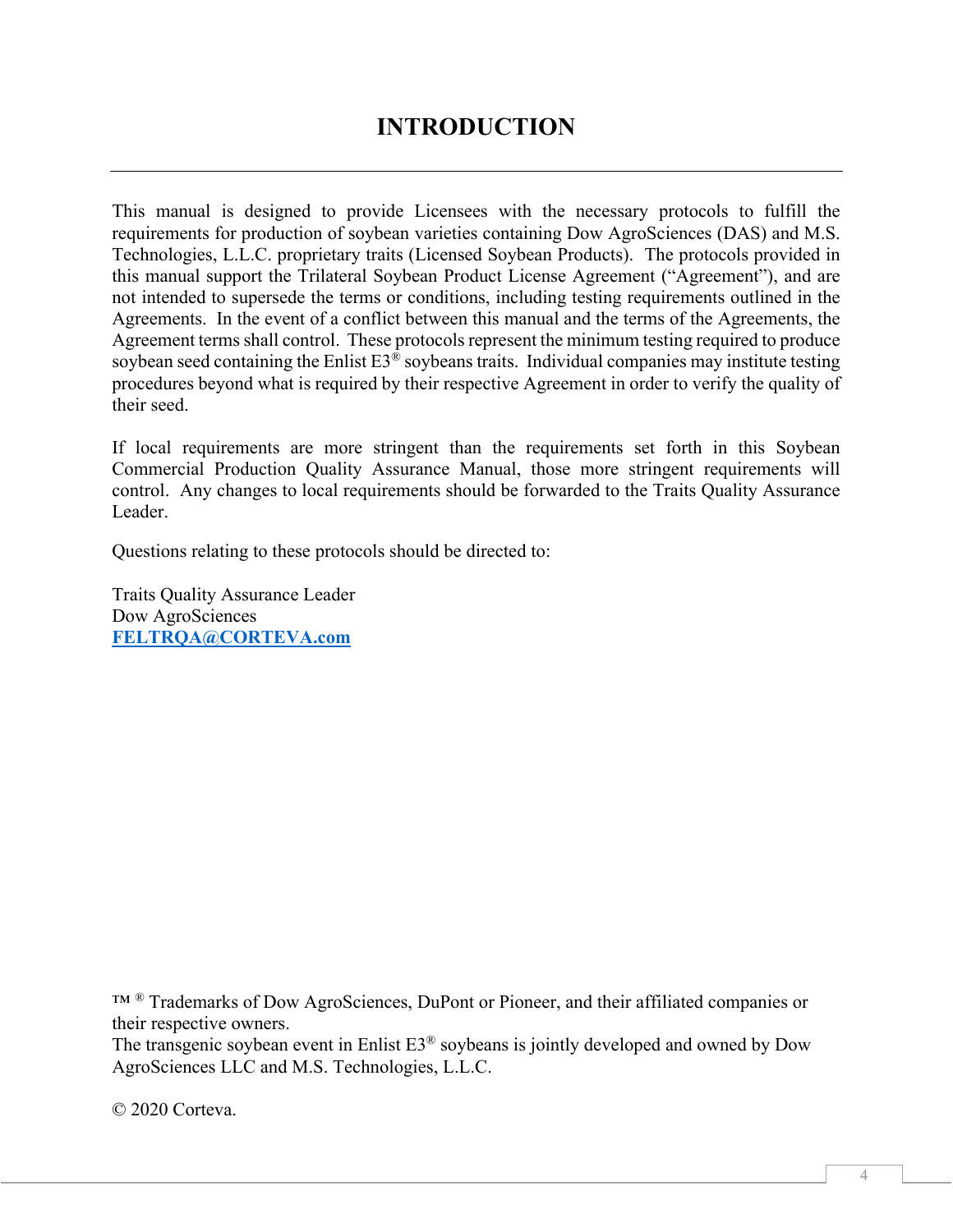# INTRODUCTION

This manual is designed to provide Licensees with the necessary protocols to fulfill the requirements for production of soybean varieties containing Dow AgroSciences (DAS) and M.S. Technologies, L.L.C. proprietary traits (Licensed Soybean Products). The protocols provided in this manual support the Trilateral Soybean Product License Agreement ("Agreement"), and are not intended to supersede the terms or conditions, including testing requirements outlined in the Agreements. In the event of a conflict between this manual and the terms of the Agreements, the Agreement terms shall control. These protocols represent the minimum testing required to produce soybean seed containing the Enlist E3® soybeans traits. Individual companies may institute testing procedures beyond what is required by their respective Agreement in order to verify the quality of their seed.

If local requirements are more stringent than the requirements set forth in this Soybean Commercial Production Quality Assurance Manual, those more stringent requirements will control. Any changes to local requirements should be forwarded to the Traits Quality Assurance Leader.

Questions relating to these protocols should be directed to:

Traits Quality Assurance Leader
Dow AgroSciences
**FELTRQA@CORTEVA.com**

™ ® Trademarks of Dow AgroSciences, DuPont or Pioneer, and their affiliated companies or their respective owners.
The transgenic soybean event in Enlist E3® soybeans is jointly developed and owned by Dow AgroSciences LLC and M.S. Technologies, L.L.C.

© 2020 Corteva.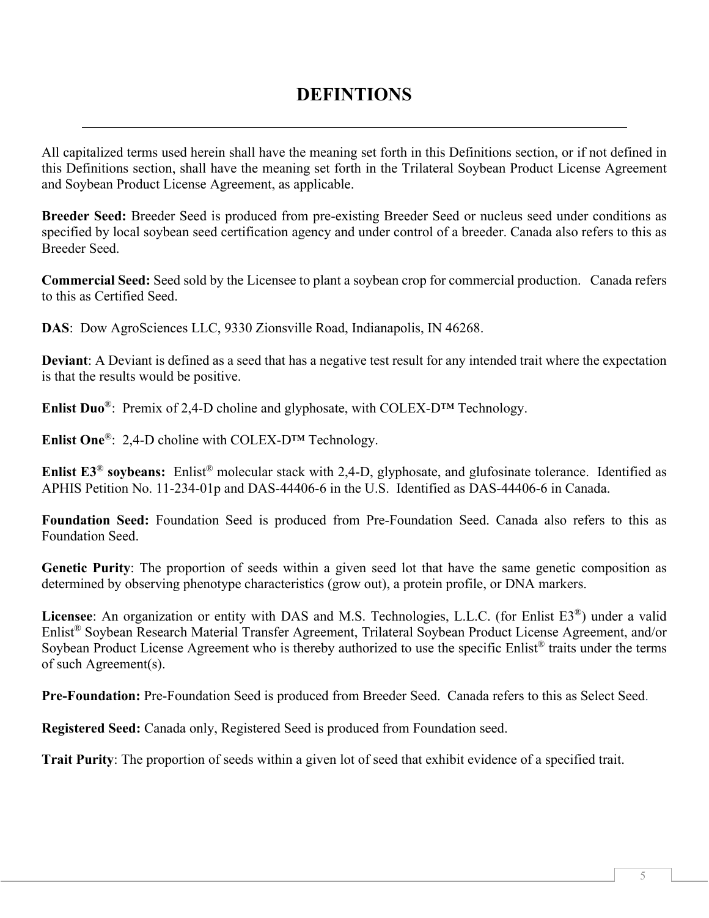# DEFINTIONS

All capitalized terms used herein shall have the meaning set forth in this Definitions section, or if not defined in this Definitions section, shall have the meaning set forth in the Trilateral Soybean Product License Agreement and Soybean Product License Agreement, as applicable.

**Breeder Seed:** Breeder Seed is produced from pre-existing Breeder Seed or nucleus seed under conditions as specified by local soybean seed certification agency and under control of a breeder. Canada also refers to this as Breeder Seed.

**Commercial Seed:** Seed sold by the Licensee to plant a soybean crop for commercial production. Canada refers to this as Certified Seed.

**DAS**: Dow AgroSciences LLC, 9330 Zionsville Road, Indianapolis, IN 46268.

**Deviant**: A Deviant is defined as a seed that has a negative test result for any intended trait where the expectation is that the results would be positive.

**Enlist Duo®**: Premix of 2,4-D choline and glyphosate, with COLEX-D™ Technology.

**Enlist One®**: 2,4-D choline with COLEX-D™ Technology.

**Enlist E3® soybeans:** Enlist® molecular stack with 2,4-D, glyphosate, and glufosinate tolerance. Identified as APHIS Petition No. 11-234-01p and DAS-44406-6 in the U.S. Identified as DAS-44406-6 in Canada.

**Foundation Seed:** Foundation Seed is produced from Pre-Foundation Seed. Canada also refers to this as Foundation Seed.

**Genetic Purity**: The proportion of seeds within a given seed lot that have the same genetic composition as determined by observing phenotype characteristics (grow out), a protein profile, or DNA markers.

**Licensee**: An organization or entity with DAS and M.S. Technologies, L.L.C. (for Enlist E3®) under a valid Enlist® Soybean Research Material Transfer Agreement, Trilateral Soybean Product License Agreement, and/or Soybean Product License Agreement who is thereby authorized to use the specific Enlist® traits under the terms of such Agreement(s).

**Pre-Foundation:** Pre-Foundation Seed is produced from Breeder Seed. Canada refers to this as Select Seed.

**Registered Seed:** Canada only, Registered Seed is produced from Foundation seed.

**Trait Purity**: The proportion of seeds within a given lot of seed that exhibit evidence of a specified trait.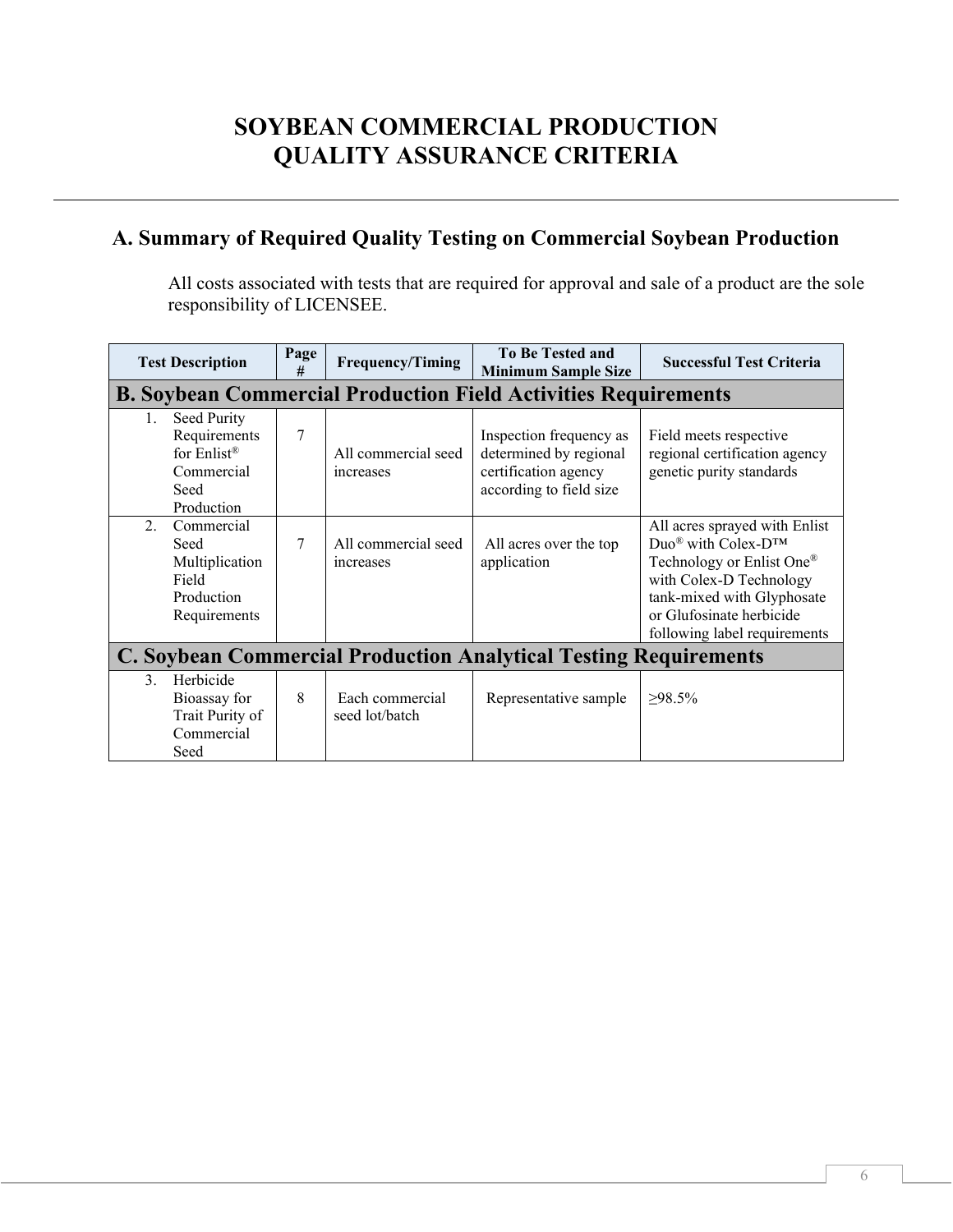# SOYBEAN COMMERCIAL PRODUCTION QUALITY ASSURANCE CRITERIA

## A. Summary of Required Quality Testing on Commercial Soybean Production

All costs associated with tests that are required for approval and sale of a product are the sole responsibility of LICENSEE.

| Test Description | Page # | Frequency/Timing | To Be Tested and Minimum Sample Size | Successful Test Criteria |
|---|---|---|---|---|
| **B. Soybean Commercial Production Field Activities Requirements** | | | | |
| 1. Seed Purity Requirements for Enlist® Commercial Seed Production | 7 | All commercial seed increases | Inspection frequency as determined by regional certification agency according to field size | Field meets respective regional certification agency genetic purity standards |
| 2. Commercial Seed Multiplication Field Production Requirements | 7 | All commercial seed increases | All acres over the top application | All acres sprayed with Enlist Duo® with Colex-D™ Technology or Enlist One® with Colex-D Technology tank-mixed with Glyphosate or Glufosinate herbicide following label requirements |
| **C. Soybean Commercial Production Analytical Testing Requirements** | | | | |
| 3. Herbicide Bioassay for Trait Purity of Commercial Seed | 8 | Each commercial seed lot/batch | Representative sample | ≥98.5% |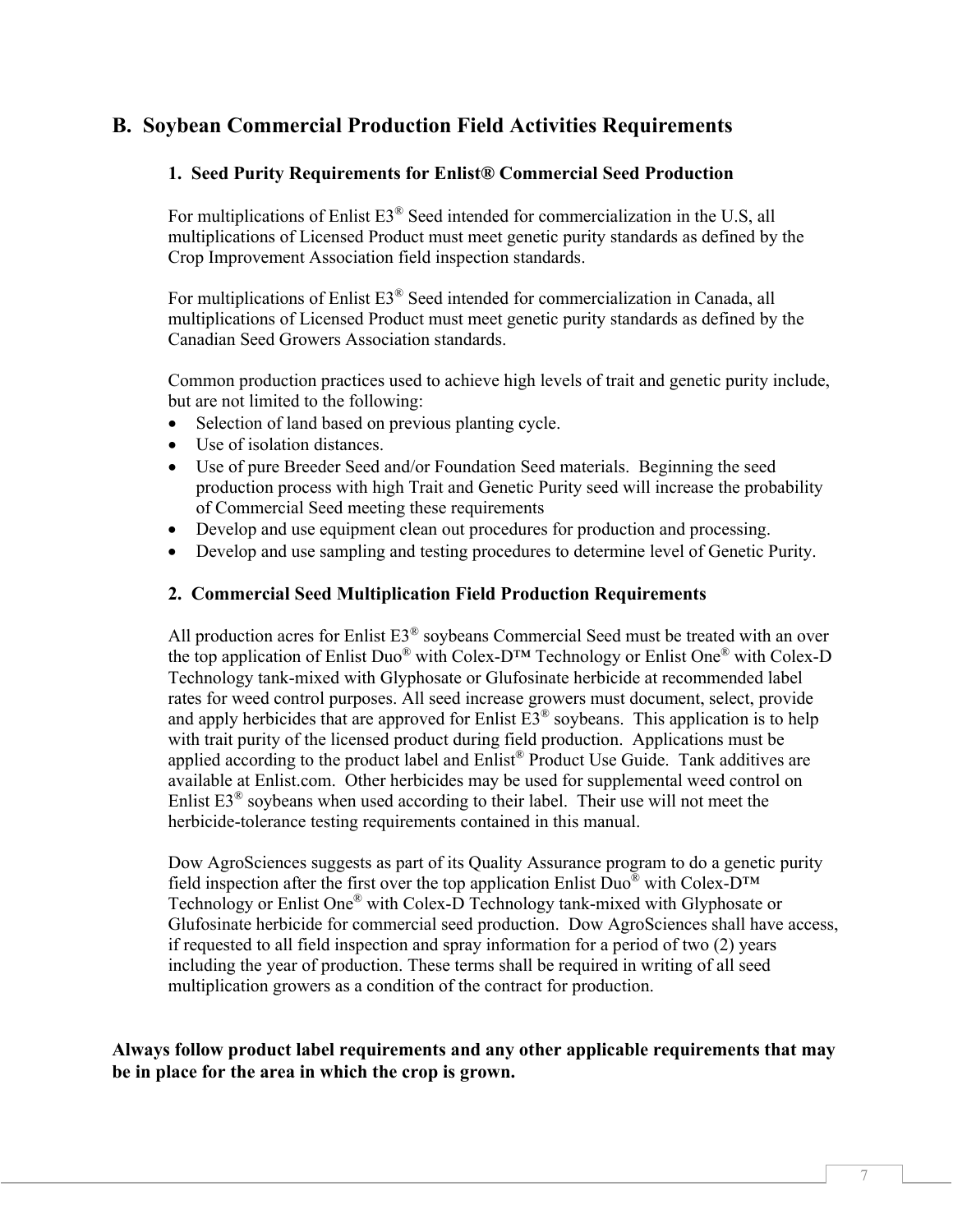## B. Soybean Commercial Production Field Activities Requirements

### 1. Seed Purity Requirements for Enlist® Commercial Seed Production

For multiplications of Enlist E3® Seed intended for commercialization in the U.S, all multiplications of Licensed Product must meet genetic purity standards as defined by the Crop Improvement Association field inspection standards.

For multiplications of Enlist E3® Seed intended for commercialization in Canada, all multiplications of Licensed Product must meet genetic purity standards as defined by the Canadian Seed Growers Association standards.

Common production practices used to achieve high levels of trait and genetic purity include, but are not limited to the following:

- Selection of land based on previous planting cycle.
- Use of isolation distances.
- Use of pure Breeder Seed and/or Foundation Seed materials. Beginning the seed production process with high Trait and Genetic Purity seed will increase the probability of Commercial Seed meeting these requirements
- Develop and use equipment clean out procedures for production and processing.
- Develop and use sampling and testing procedures to determine level of Genetic Purity.

### 2. Commercial Seed Multiplication Field Production Requirements

All production acres for Enlist E3® soybeans Commercial Seed must be treated with an over the top application of Enlist Duo® with Colex-D™ Technology or Enlist One® with Colex-D Technology tank-mixed with Glyphosate or Glufosinate herbicide at recommended label rates for weed control purposes. All seed increase growers must document, select, provide and apply herbicides that are approved for Enlist E3® soybeans. This application is to help with trait purity of the licensed product during field production. Applications must be applied according to the product label and Enlist® Product Use Guide. Tank additives are available at Enlist.com. Other herbicides may be used for supplemental weed control on Enlist E3® soybeans when used according to their label. Their use will not meet the herbicide-tolerance testing requirements contained in this manual.

Dow AgroSciences suggests as part of its Quality Assurance program to do a genetic purity field inspection after the first over the top application Enlist Duo® with Colex-D™ Technology or Enlist One® with Colex-D Technology tank-mixed with Glyphosate or Glufosinate herbicide for commercial seed production. Dow AgroSciences shall have access, if requested to all field inspection and spray information for a period of two (2) years including the year of production. These terms shall be required in writing of all seed multiplication growers as a condition of the contract for production.

**Always follow product label requirements and any other applicable requirements that may be in place for the area in which the crop is grown.**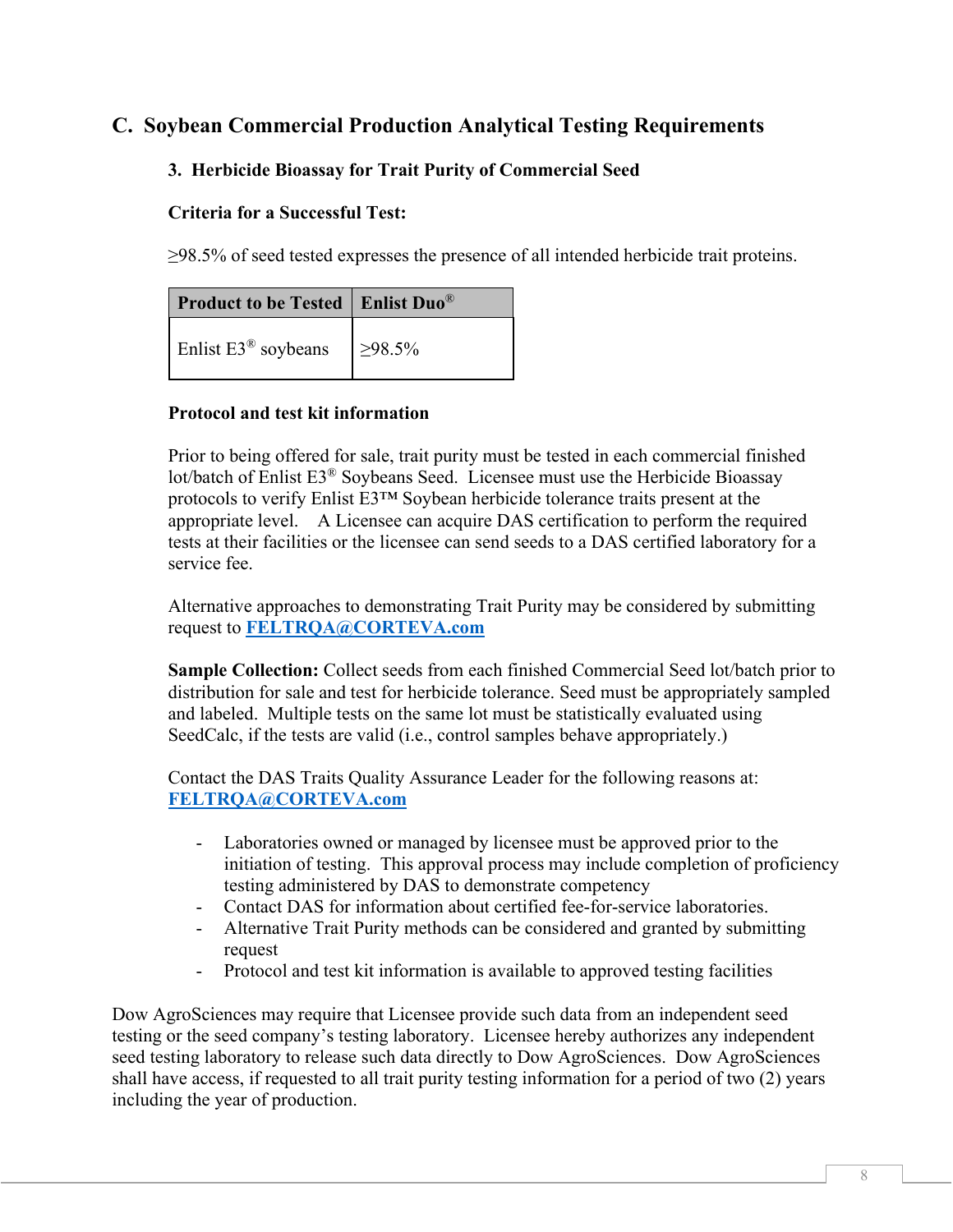## C. Soybean Commercial Production Analytical Testing Requirements

### 3. Herbicide Bioassay for Trait Purity of Commercial Seed

**Criteria for a Successful Test:**

≥98.5% of seed tested expresses the presence of all intended herbicide trait proteins.

| Product to be Tested | Enlist Duo® |
| --- | --- |
| Enlist E3® soybeans | ≥98.5% |

**Protocol and test kit information**

Prior to being offered for sale, trait purity must be tested in each commercial finished lot/batch of Enlist E3® Soybeans Seed. Licensee must use the Herbicide Bioassay protocols to verify Enlist E3™ Soybean herbicide tolerance traits present at the appropriate level. A Licensee can acquire DAS certification to perform the required tests at their facilities or the licensee can send seeds to a DAS certified laboratory for a service fee.

Alternative approaches to demonstrating Trait Purity may be considered by submitting request to **FELTRQA@CORTEVA.com**

**Sample Collection:** Collect seeds from each finished Commercial Seed lot/batch prior to distribution for sale and test for herbicide tolerance. Seed must be appropriately sampled and labeled. Multiple tests on the same lot must be statistically evaluated using SeedCalc, if the tests are valid (i.e., control samples behave appropriately.)

Contact the DAS Traits Quality Assurance Leader for the following reasons at: **FELTRQA@CORTEVA.com**

- Laboratories owned or managed by licensee must be approved prior to the initiation of testing. This approval process may include completion of proficiency testing administered by DAS to demonstrate competency
- Contact DAS for information about certified fee-for-service laboratories.
- Alternative Trait Purity methods can be considered and granted by submitting request
- Protocol and test kit information is available to approved testing facilities

Dow AgroSciences may require that Licensee provide such data from an independent seed testing or the seed company's testing laboratory. Licensee hereby authorizes any independent seed testing laboratory to release such data directly to Dow AgroSciences. Dow AgroSciences shall have access, if requested to all trait purity testing information for a period of two (2) years including the year of production.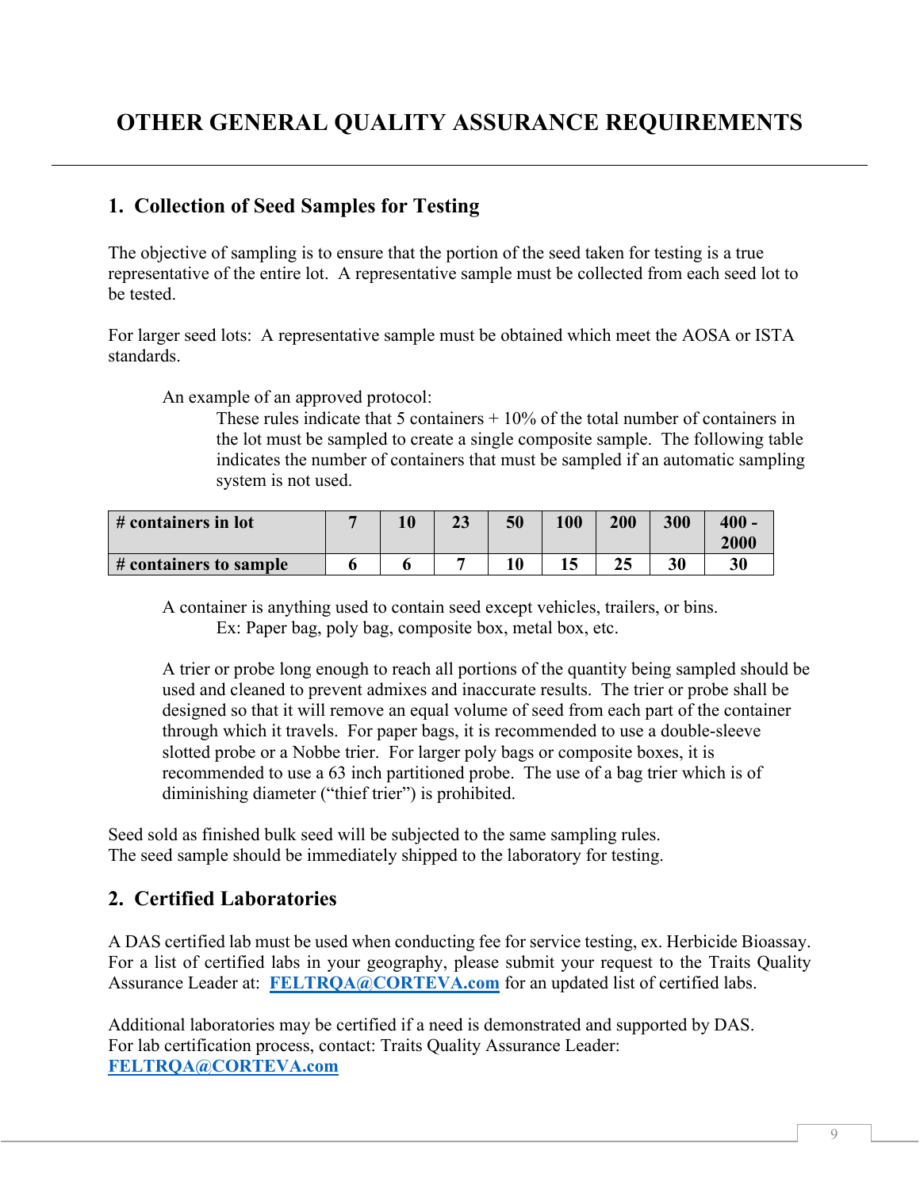# OTHER GENERAL QUALITY ASSURANCE REQUIREMENTS

## 1. Collection of Seed Samples for Testing

The objective of sampling is to ensure that the portion of the seed taken for testing is a true representative of the entire lot. A representative sample must be collected from each seed lot to be tested.

For larger seed lots: A representative sample must be obtained which meet the AOSA or ISTA standards.

An example of an approved protocol:

These rules indicate that 5 containers + 10% of the total number of containers in the lot must be sampled to create a single composite sample. The following table indicates the number of containers that must be sampled if an automatic sampling system is not used.

| # containers in lot | 7 | 10 | 23 | 50 | 100 | 200 | 300 | 400 - 2000 |
|---|---|---|---|---|---|---|---|---|
| # containers to sample | 6 | 6 | 7 | 10 | 15 | 25 | 30 | 30 |

A container is anything used to contain seed except vehicles, trailers, or bins.

Ex: Paper bag, poly bag, composite box, metal box, etc.

A trier or probe long enough to reach all portions of the quantity being sampled should be used and cleaned to prevent admixes and inaccurate results. The trier or probe shall be designed so that it will remove an equal volume of seed from each part of the container through which it travels. For paper bags, it is recommended to use a double-sleeve slotted probe or a Nobbe trier. For larger poly bags or composite boxes, it is recommended to use a 63 inch partitioned probe. The use of a bag trier which is of diminishing diameter ("thief trier") is prohibited.

Seed sold as finished bulk seed will be subjected to the same sampling rules.
The seed sample should be immediately shipped to the laboratory for testing.

## 2. Certified Laboratories

A DAS certified lab must be used when conducting fee for service testing, ex. Herbicide Bioassay. For a list of certified labs in your geography, please submit your request to the Traits Quality Assurance Leader at: **FELTRQA@CORTEVA.com** for an updated list of certified labs.

Additional laboratories may be certified if a need is demonstrated and supported by DAS.
For lab certification process, contact: Traits Quality Assurance Leader:
**FELTRQA@CORTEVA.com**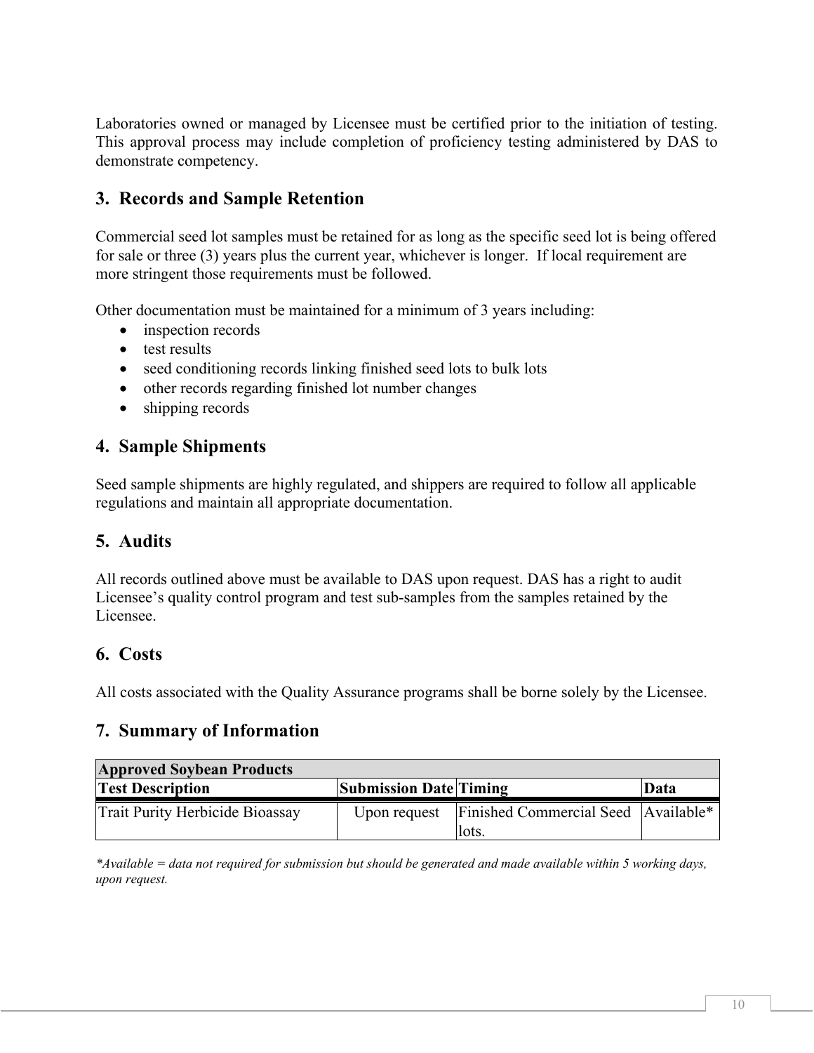Laboratories owned or managed by Licensee must be certified prior to the initiation of testing. This approval process may include completion of proficiency testing administered by DAS to demonstrate competency.

## 3. Records and Sample Retention

Commercial seed lot samples must be retained for as long as the specific seed lot is being offered for sale or three (3) years plus the current year, whichever is longer. If local requirement are more stringent those requirements must be followed.

Other documentation must be maintained for a minimum of 3 years including:

- inspection records
- test results
- seed conditioning records linking finished seed lots to bulk lots
- other records regarding finished lot number changes
- shipping records

## 4. Sample Shipments

Seed sample shipments are highly regulated, and shippers are required to follow all applicable regulations and maintain all appropriate documentation.

## 5. Audits

All records outlined above must be available to DAS upon request. DAS has a right to audit Licensee's quality control program and test sub-samples from the samples retained by the Licensee.

## 6. Costs

All costs associated with the Quality Assurance programs shall be borne solely by the Licensee.

## 7. Summary of Information

| **Approved Soybean Products** | | | |
|---|---|---|---|
| **Test Description** | **Submission Date** | **Timing** | **Data** |
| Trait Purity Herbicide Bioassay | Upon request | Finished Commercial Seed lots. | Available* |

*\*Available = data not required for submission but should be generated and made available within 5 working days, upon request.*